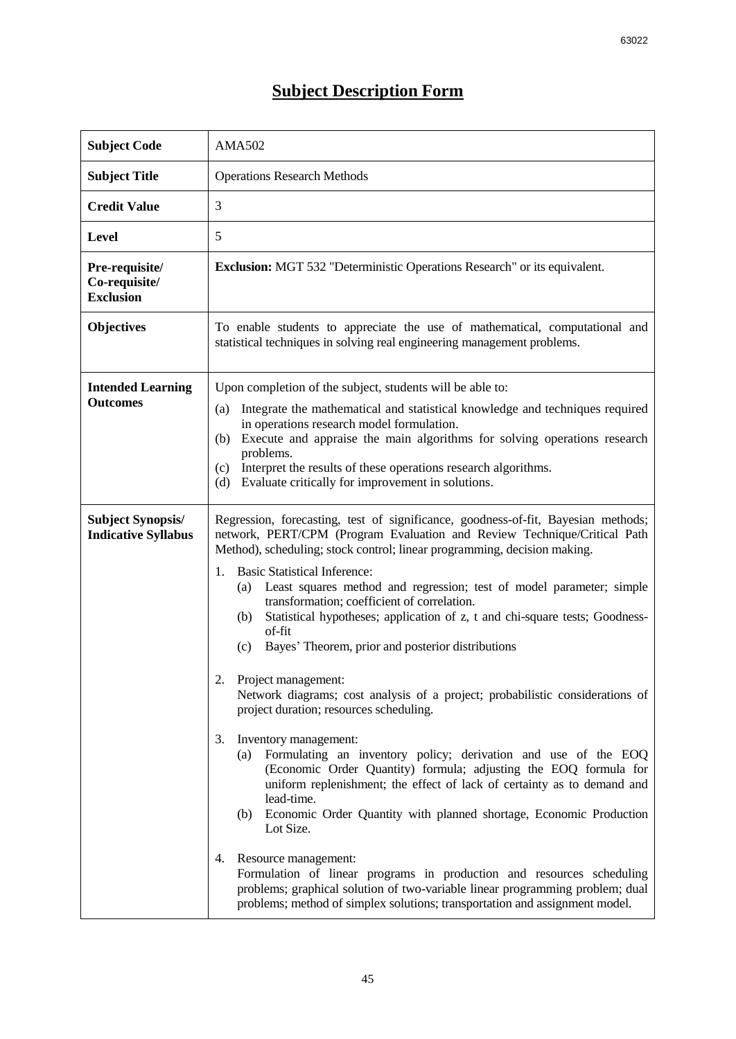# Subject Description Form

| | |
|---|---|
| **Subject Code** | AMA502 |
| **Subject Title** | Operations Research Methods |
| **Credit Value** | 3 |
| **Level** | 5 |
| **Pre-requisite/ Co-requisite/ Exclusion** | **Exclusion:** MGT 532 "Deterministic Operations Research" or its equivalent. |
| **Objectives** | To enable students to appreciate the use of mathematical, computational and statistical techniques in solving real engineering management problems. |
| **Intended Learning Outcomes** | Upon completion of the subject, students will be able to:<br>(a) Integrate the mathematical and statistical knowledge and techniques required in operations research model formulation.<br>(b) Execute and appraise the main algorithms for solving operations research problems.<br>(c) Interpret the results of these operations research algorithms.<br>(d) Evaluate critically for improvement in solutions. |
| **Subject Synopsis/ Indicative Syllabus** | Regression, forecasting, test of significance, goodness-of-fit, Bayesian methods; network, PERT/CPM (Program Evaluation and Review Technique/Critical Path Method), scheduling; stock control; linear programming, decision making.<br><br>1. Basic Statistical Inference:<br>(a) Least squares method and regression; test of model parameter; simple transformation; coefficient of correlation.<br>(b) Statistical hypotheses; application of z, t and chi-square tests; Goodness-of-fit<br>(c) Bayes' Theorem, prior and posterior distributions<br><br>2. Project management:<br>Network diagrams; cost analysis of a project; probabilistic considerations of project duration; resources scheduling.<br><br>3. Inventory management:<br>(a) Formulating an inventory policy; derivation and use of the EOQ (Economic Order Quantity) formula; adjusting the EOQ formula for uniform replenishment; the effect of lack of certainty as to demand and lead-time.<br>(b) Economic Order Quantity with planned shortage, Economic Production Lot Size.<br><br>4. Resource management:<br>Formulation of linear programs in production and resources scheduling problems; graphical solution of two-variable linear programming problem; dual problems; method of simplex solutions; transportation and assignment model. |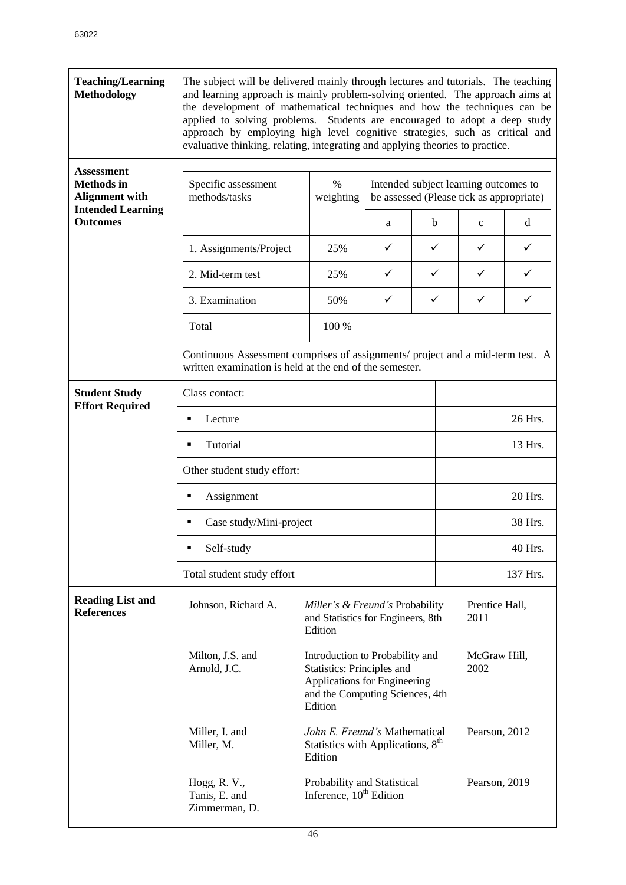| | |
|---|---|
| **Teaching/Learning Methodology** | The subject will be delivered mainly through lectures and tutorials. The teaching and learning approach is mainly problem-solving oriented. The approach aims at the development of mathematical techniques and how the techniques can be applied to solving problems. Students are encouraged to adopt a deep study approach by employing high level cognitive strategies, such as critical and evaluative thinking, relating, integrating and applying theories to practice. |

**Assessment Methods in Alignment with Intended Learning Outcomes**

| Specific assessment methods/tasks | % weighting | Intended subject learning outcomes to be assessed (Please tick as appropriate) | | | |
|---|---|---|---|---|---|
| | | a | b | c | d |
| 1. Assignments/Project | 25% | ✓ | ✓ | ✓ | ✓ |
| 2. Mid-term test | 25% | ✓ | ✓ | ✓ | ✓ |
| 3. Examination | 50% | ✓ | ✓ | ✓ | ✓ |
| Total | 100 % | | | | |

Continuous Assessment comprises of assignments/ project and a mid-term test. A written examination is held at the end of the semester.

**Student Study Effort Required**

| Class contact: | |
|---|---|
| ▪ Lecture | 26 Hrs. |
| ▪ Tutorial | 13 Hrs. |
| Other student study effort: | |
| ▪ Assignment | 20 Hrs. |
| ▪ Case study/Mini-project | 38 Hrs. |
| ▪ Self-study | 40 Hrs. |
| Total student study effort | 137 Hrs. |

**Reading List and References**

| | | |
|---|---|---|
| Johnson, Richard A. | *Miller's & Freund's* Probability and Statistics for Engineers, 8th Edition | Prentice Hall, 2011 |
| Milton, J.S. and Arnold, J.C. | Introduction to Probability and Statistics: Principles and Applications for Engineering and the Computing Sciences, 4th Edition | McGraw Hill, 2002 |
| Miller, I. and Miller, M. | *John E. Freund's* Mathematical Statistics with Applications, 8th Edition | Pearson, 2012 |
| Hogg, R. V., Tanis, E. and Zimmerman, D. | Probability and Statistical Inference, 10th Edition | Pearson, 2019 |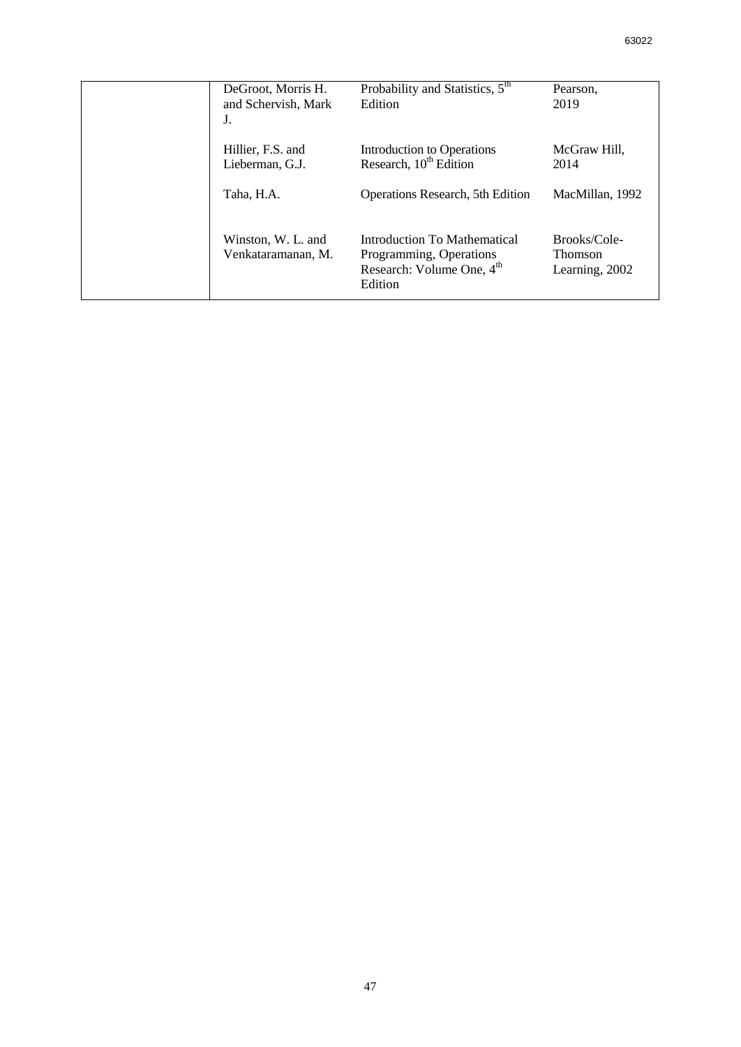| | | | |
|---|---|---|---|
| | DeGroot, Morris H. and Schervish, Mark J. | Probability and Statistics, 5th Edition | Pearson, 2019 |
| | Hillier, F.S. and Lieberman, G.J. | Introduction to Operations Research, 10th Edition | McGraw Hill, 2014 |
| | Taha, H.A. | Operations Research, 5th Edition | MacMillan, 1992 |
| | Winston, W. L. and Venkataramanan, M. | Introduction To Mathematical Programming, Operations Research: Volume One, 4th Edition | Brooks/Cole-Thomson Learning, 2002 |